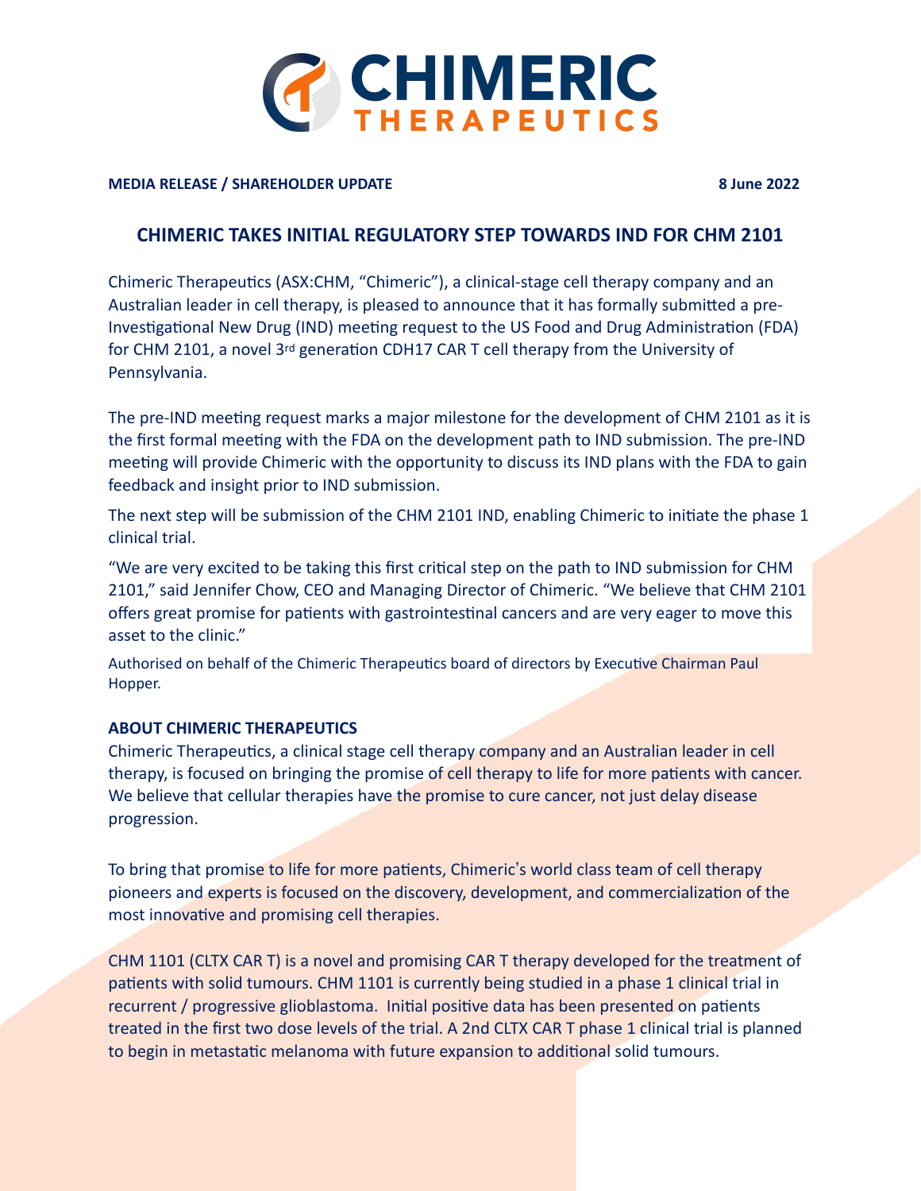**MEDIA RELEASE / SHAREHOLDER UPDATE** **8 June 2022**

## CHIMERIC TAKES INITIAL REGULATORY STEP TOWARDS IND FOR CHM 2101

Chimeric Therapeutics (ASX:CHM, "Chimeric"), a clinical-stage cell therapy company and an Australian leader in cell therapy, is pleased to announce that it has formally submitted a pre-Investigational New Drug (IND) meeting request to the US Food and Drug Administration (FDA) for CHM 2101, a novel 3rd generation CDH17 CAR T cell therapy from the University of Pennsylvania.

The pre-IND meeting request marks a major milestone for the development of CHM 2101 as it is the first formal meeting with the FDA on the development path to IND submission. The pre-IND meeting will provide Chimeric with the opportunity to discuss its IND plans with the FDA to gain feedback and insight prior to IND submission.

The next step will be submission of the CHM 2101 IND, enabling Chimeric to initiate the phase 1 clinical trial.

"We are very excited to be taking this first critical step on the path to IND submission for CHM 2101," said Jennifer Chow, CEO and Managing Director of Chimeric. "We believe that CHM 2101 offers great promise for patients with gastrointestinal cancers and are very eager to move this asset to the clinic."

Authorised on behalf of the Chimeric Therapeutics board of directors by Executive Chairman Paul Hopper.

### ABOUT CHIMERIC THERAPEUTICS

Chimeric Therapeutics, a clinical stage cell therapy company and an Australian leader in cell therapy, is focused on bringing the promise of cell therapy to life for more patients with cancer. We believe that cellular therapies have the promise to cure cancer, not just delay disease progression.

To bring that promise to life for more patients, Chimeric's world class team of cell therapy pioneers and experts is focused on the discovery, development, and commercialization of the most innovative and promising cell therapies.

CHM 1101 (CLTX CAR T) is a novel and promising CAR T therapy developed for the treatment of patients with solid tumours. CHM 1101 is currently being studied in a phase 1 clinical trial in recurrent / progressive glioblastoma. Initial positive data has been presented on patients treated in the first two dose levels of the trial. A 2nd CLTX CAR T phase 1 clinical trial is planned to begin in metastatic melanoma with future expansion to additional solid tumours.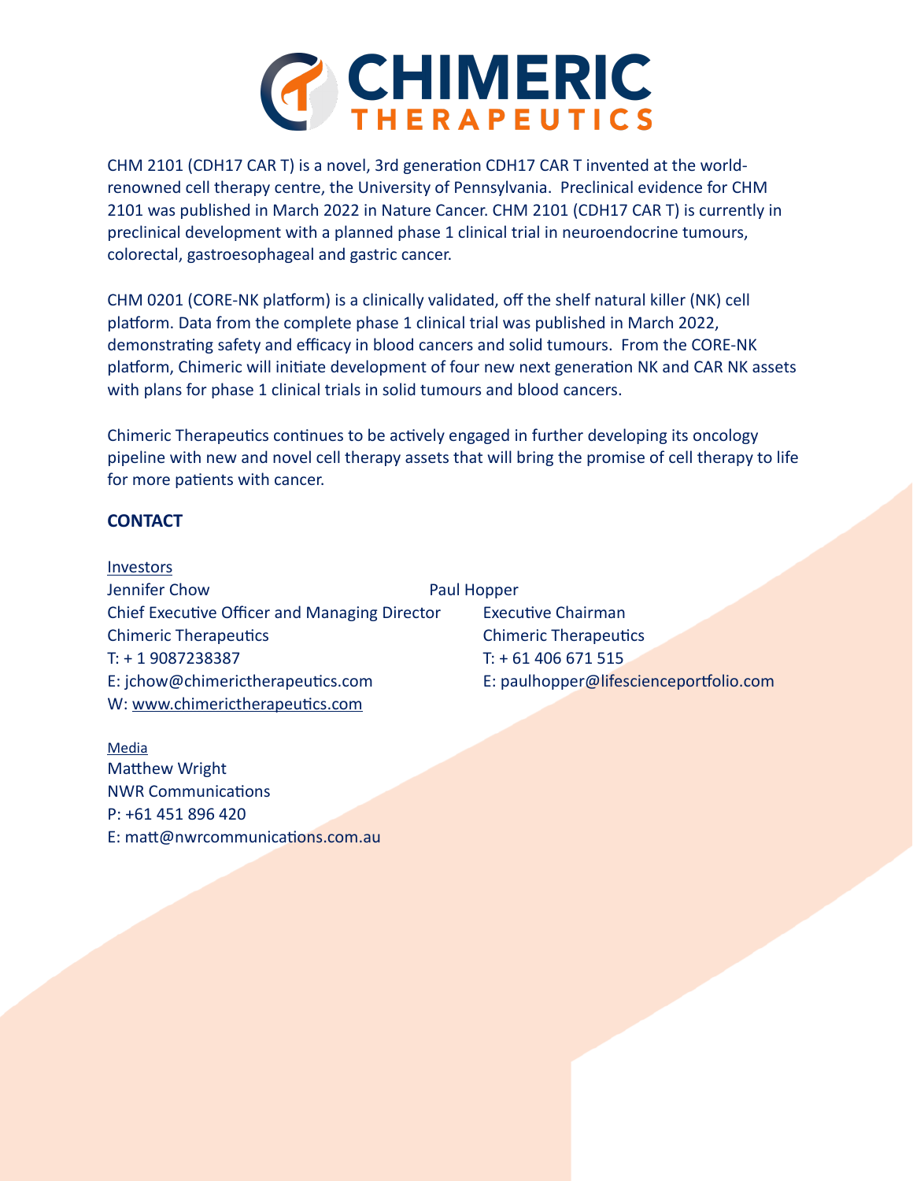CHM 2101 (CDH17 CAR T) is a novel, 3rd generation CDH17 CAR T invented at the world-renowned cell therapy centre, the University of Pennsylvania. Preclinical evidence for CHM 2101 was published in March 2022 in Nature Cancer. CHM 2101 (CDH17 CAR T) is currently in preclinical development with a planned phase 1 clinical trial in neuroendocrine tumours, colorectal, gastroesophageal and gastric cancer.

CHM 0201 (CORE-NK platform) is a clinically validated, off the shelf natural killer (NK) cell platform. Data from the complete phase 1 clinical trial was published in March 2022, demonstrating safety and efficacy in blood cancers and solid tumours. From the CORE-NK platform, Chimeric will initiate development of four new next generation NK and CAR NK assets with plans for phase 1 clinical trials in solid tumours and blood cancers.

Chimeric Therapeutics continues to be actively engaged in further developing its oncology pipeline with new and novel cell therapy assets that will bring the promise of cell therapy to life for more patients with cancer.

**CONTACT**

Investors

Jennifer Chow
Chief Executive Officer and Managing Director
Chimeric Therapeutics
T: + 1 9087238387
E: jchow@chimerictherapeutics.com
W: www.chimerictherapeutics.com

Paul Hopper
Executive Chairman
Chimeric Therapeutics
T: + 61 406 671 515
E: paulhopper@lifescienceportfolio.com

Media

Matthew Wright
NWR Communications
P: +61 451 896 420
E: matt@nwrcommunications.com.au